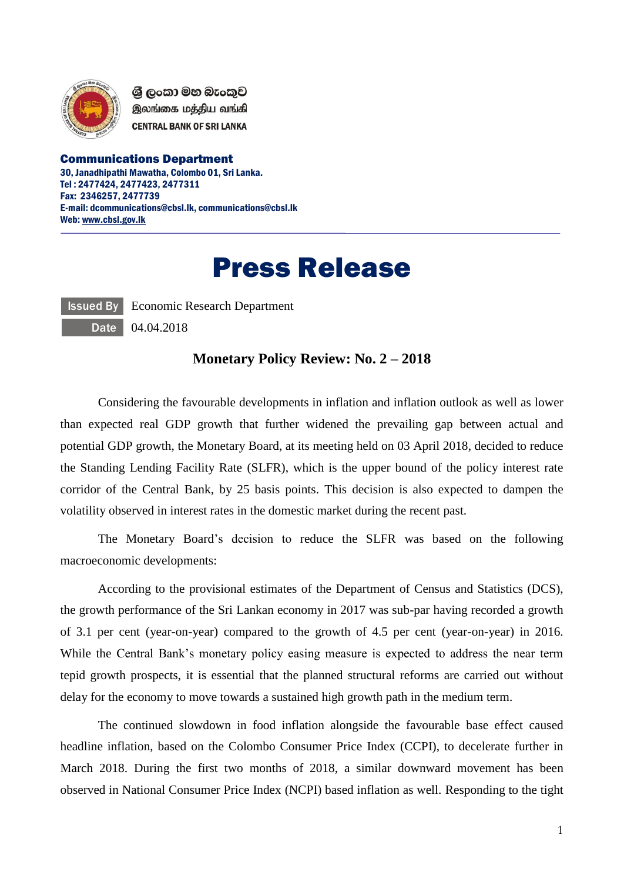ශ්‍රී ලංකා මහ බැංකුව
இலங்கை மத்திய வங்கி
CENTRAL BANK OF SRI LANKA

**Communications Department**
**30, Janadhipathi Mawatha, Colombo 01, Sri Lanka.**
**Tel : 2477424, 2477423, 2477311**
**Fax: 2346257, 2477739**
**E-mail: dcommunications@cbsl.lk, communications@cbsl.lk**
**Web: www.cbsl.gov.lk**

# Press Release

| | |
|---|---|
| Issued By | Economic Research Department |
| Date | 04.04.2018 |

## Monetary Policy Review: No. 2 – 2018

Considering the favourable developments in inflation and inflation outlook as well as lower than expected real GDP growth that further widened the prevailing gap between actual and potential GDP growth, the Monetary Board, at its meeting held on 03 April 2018, decided to reduce the Standing Lending Facility Rate (SLFR), which is the upper bound of the policy interest rate corridor of the Central Bank, by 25 basis points. This decision is also expected to dampen the volatility observed in interest rates in the domestic market during the recent past.

The Monetary Board's decision to reduce the SLFR was based on the following macroeconomic developments:

According to the provisional estimates of the Department of Census and Statistics (DCS), the growth performance of the Sri Lankan economy in 2017 was sub-par having recorded a growth of 3.1 per cent (year-on-year) compared to the growth of 4.5 per cent (year-on-year) in 2016. While the Central Bank's monetary policy easing measure is expected to address the near term tepid growth prospects, it is essential that the planned structural reforms are carried out without delay for the economy to move towards a sustained high growth path in the medium term.

The continued slowdown in food inflation alongside the favourable base effect caused headline inflation, based on the Colombo Consumer Price Index (CCPI), to decelerate further in March 2018. During the first two months of 2018, a similar downward movement has been observed in National Consumer Price Index (NCPI) based inflation as well. Responding to the tight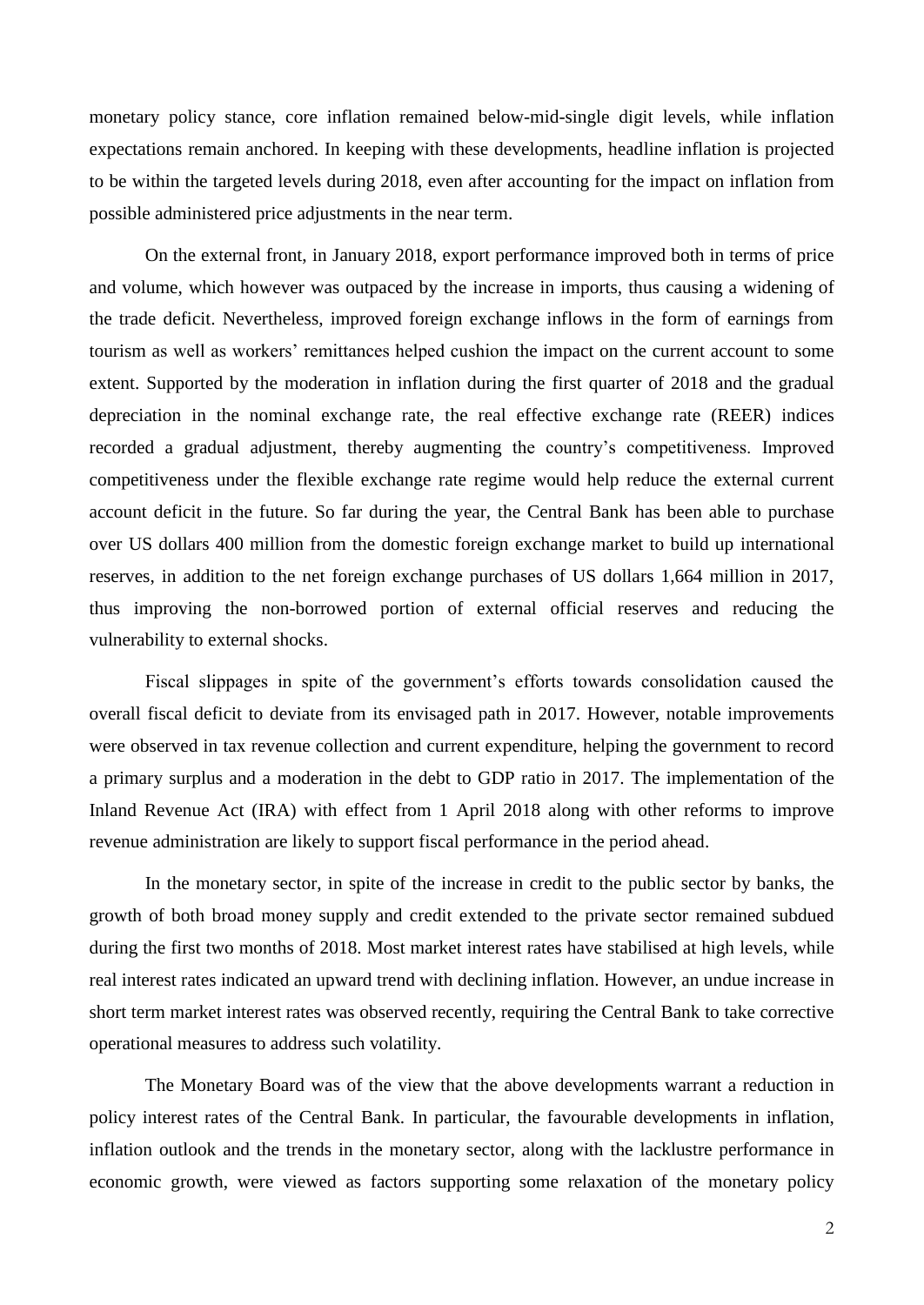monetary policy stance, core inflation remained below-mid-single digit levels, while inflation expectations remain anchored. In keeping with these developments, headline inflation is projected to be within the targeted levels during 2018, even after accounting for the impact on inflation from possible administered price adjustments in the near term.

On the external front, in January 2018, export performance improved both in terms of price and volume, which however was outpaced by the increase in imports, thus causing a widening of the trade deficit. Nevertheless, improved foreign exchange inflows in the form of earnings from tourism as well as workers' remittances helped cushion the impact on the current account to some extent. Supported by the moderation in inflation during the first quarter of 2018 and the gradual depreciation in the nominal exchange rate, the real effective exchange rate (REER) indices recorded a gradual adjustment, thereby augmenting the country's competitiveness. Improved competitiveness under the flexible exchange rate regime would help reduce the external current account deficit in the future. So far during the year, the Central Bank has been able to purchase over US dollars 400 million from the domestic foreign exchange market to build up international reserves, in addition to the net foreign exchange purchases of US dollars 1,664 million in 2017, thus improving the non-borrowed portion of external official reserves and reducing the vulnerability to external shocks.

Fiscal slippages in spite of the government's efforts towards consolidation caused the overall fiscal deficit to deviate from its envisaged path in 2017. However, notable improvements were observed in tax revenue collection and current expenditure, helping the government to record a primary surplus and a moderation in the debt to GDP ratio in 2017. The implementation of the Inland Revenue Act (IRA) with effect from 1 April 2018 along with other reforms to improve revenue administration are likely to support fiscal performance in the period ahead.

In the monetary sector, in spite of the increase in credit to the public sector by banks, the growth of both broad money supply and credit extended to the private sector remained subdued during the first two months of 2018. Most market interest rates have stabilised at high levels, while real interest rates indicated an upward trend with declining inflation. However, an undue increase in short term market interest rates was observed recently, requiring the Central Bank to take corrective operational measures to address such volatility.

The Monetary Board was of the view that the above developments warrant a reduction in policy interest rates of the Central Bank. In particular, the favourable developments in inflation, inflation outlook and the trends in the monetary sector, along with the lacklustre performance in economic growth, were viewed as factors supporting some relaxation of the monetary policy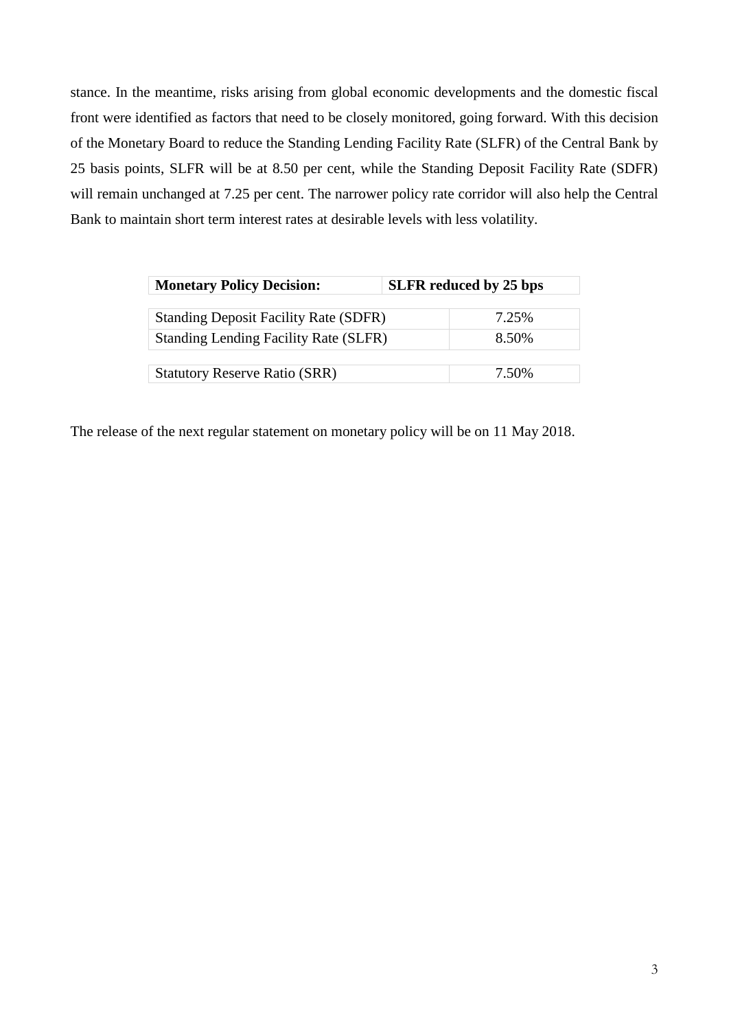stance. In the meantime, risks arising from global economic developments and the domestic fiscal front were identified as factors that need to be closely monitored, going forward. With this decision of the Monetary Board to reduce the Standing Lending Facility Rate (SLFR) of the Central Bank by 25 basis points, SLFR will be at 8.50 per cent, while the Standing Deposit Facility Rate (SDFR) will remain unchanged at 7.25 per cent. The narrower policy rate corridor will also help the Central Bank to maintain short term interest rates at desirable levels with less volatility.

| **Monetary Policy Decision:** | **SLFR reduced by 25 bps** |
|---|---|
| Standing Deposit Facility Rate (SDFR) | 7.25% |
| Standing Lending Facility Rate (SLFR) | 8.50% |
| Statutory Reserve Ratio (SRR) | 7.50% |

The release of the next regular statement on monetary policy will be on 11 May 2018.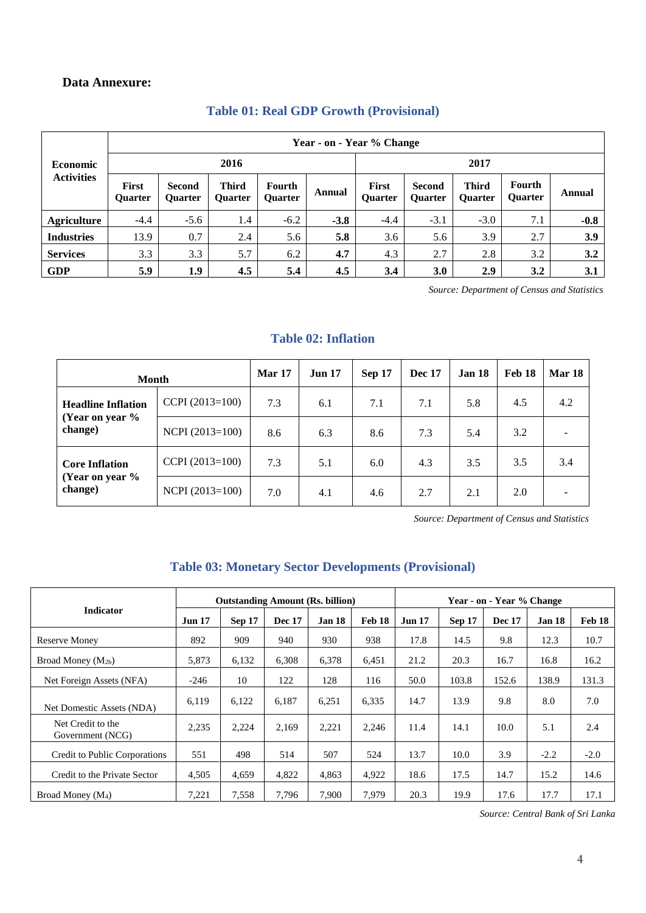**Data Annexure:**

## Table 01: Real GDP Growth (Provisional)

| Economic Activities | Year - on - Year % Change | | | | | | | | | |
|---|---|---|---|---|---|---|---|---|---|---|
| | 2016 | | | | | 2017 | | | | |
| | First Quarter | Second Quarter | Third Quarter | Fourth Quarter | Annual | First Quarter | Second Quarter | Third Quarter | Fourth Quarter | Annual |
| **Agriculture** | -4.4 | -5.6 | 1.4 | -6.2 | **-3.8** | -4.4 | -3.1 | -3.0 | 7.1 | **-0.8** |
| **Industries** | 13.9 | 0.7 | 2.4 | 5.6 | **5.8** | 3.6 | 5.6 | 3.9 | 2.7 | **3.9** |
| **Services** | 3.3 | 3.3 | 5.7 | 6.2 | **4.7** | 4.3 | 2.7 | 2.8 | 3.2 | **3.2** |
| **GDP** | **5.9** | **1.9** | **4.5** | **5.4** | **4.5** | **3.4** | **3.0** | **2.9** | **3.2** | **3.1** |

*Source: Department of Census and Statistics*

## Table 02: Inflation

| Month | | Mar 17 | Jun 17 | Sep 17 | Dec 17 | Jan 18 | Feb 18 | Mar 18 |
|---|---|---|---|---|---|---|---|---|
| **Headline Inflation (Year on year % change)** | CCPI (2013=100) | 7.3 | 6.1 | 7.1 | 7.1 | 5.8 | 4.5 | 4.2 |
| | NCPI (2013=100) | 8.6 | 6.3 | 8.6 | 7.3 | 5.4 | 3.2 | - |
| **Core Inflation (Year on year % change)** | CCPI (2013=100) | 7.3 | 5.1 | 6.0 | 4.3 | 3.5 | 3.5 | 3.4 |
| | NCPI (2013=100) | 7.0 | 4.1 | 4.6 | 2.7 | 2.1 | 2.0 | - |

*Source: Department of Census and Statistics*

## Table 03: Monetary Sector Developments (Provisional)

| Indicator | Outstanding Amount (Rs. billion) | | | | | Year - on - Year % Change | | | | |
|---|---|---|---|---|---|---|---|---|---|---|
| | Jun 17 | Sep 17 | Dec 17 | Jan 18 | Feb 18 | Jun 17 | Sep 17 | Dec 17 | Jan 18 | Feb 18 |
| Reserve Money | 892 | 909 | 940 | 930 | 938 | 17.8 | 14.5 | 9.8 | 12.3 | 10.7 |
| Broad Money ($M_{2b}$) | 5,873 | 6,132 | 6,308 | 6,378 | 6,451 | 21.2 | 20.3 | 16.7 | 16.8 | 16.2 |
| Net Foreign Assets (NFA) | -246 | 10 | 122 | 128 | 116 | 50.0 | 103.8 | 152.6 | 138.9 | 131.3 |
| Net Domestic Assets (NDA) | 6,119 | 6,122 | 6,187 | 6,251 | 6,335 | 14.7 | 13.9 | 9.8 | 8.0 | 7.0 |
| Net Credit to the Government (NCG) | 2,235 | 2,224 | 2,169 | 2,221 | 2,246 | 11.4 | 14.1 | 10.0 | 5.1 | 2.4 |
| Credit to Public Corporations | 551 | 498 | 514 | 507 | 524 | 13.7 | 10.0 | 3.9 | -2.2 | -2.0 |
| Credit to the Private Sector | 4,505 | 4,659 | 4,822 | 4,863 | 4,922 | 18.6 | 17.5 | 14.7 | 15.2 | 14.6 |
| Broad Money ($M_4$) | 7,221 | 7,558 | 7,796 | 7,900 | 7,979 | 20.3 | 19.9 | 17.6 | 17.7 | 17.1 |

*Source: Central Bank of Sri Lanka*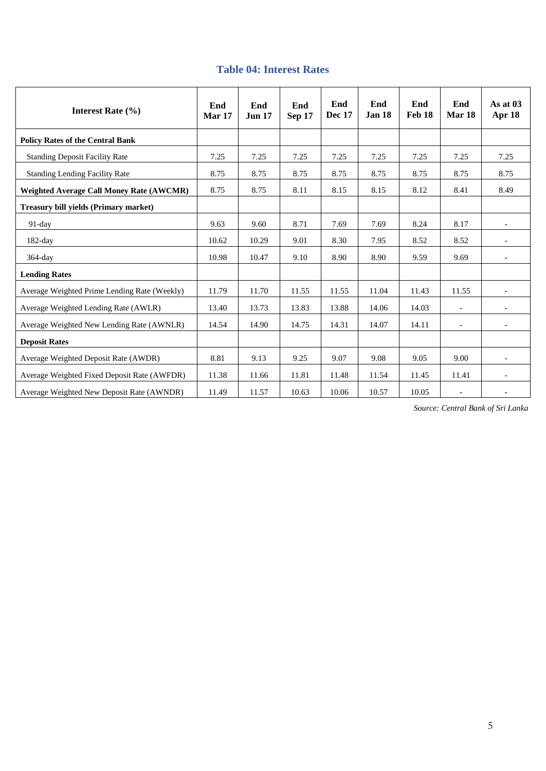## Table 04: Interest Rates

| Interest Rate (%) | End Mar 17 | End Jun 17 | End Sep 17 | End Dec 17 | End Jan 18 | End Feb 18 | End Mar 18 | As at 03 Apr 18 |
|---|---|---|---|---|---|---|---|---|
| **Policy Rates of the Central Bank** | | | | | | | | |
| Standing Deposit Facility Rate | 7.25 | 7.25 | 7.25 | 7.25 | 7.25 | 7.25 | 7.25 | 7.25 |
| Standing Lending Facility Rate | 8.75 | 8.75 | 8.75 | 8.75 | 8.75 | 8.75 | 8.75 | 8.75 |
| **Weighted Average Call Money Rate (AWCMR)** | 8.75 | 8.75 | 8.11 | 8.15 | 8.15 | 8.12 | 8.41 | 8.49 |
| **Treasury bill yields (Primary market)** | | | | | | | | |
| 91-day | 9.63 | 9.60 | 8.71 | 7.69 | 7.69 | 8.24 | 8.17 | - |
| 182-day | 10.62 | 10.29 | 9.01 | 8.30 | 7.95 | 8.52 | 8.52 | - |
| 364-day | 10.98 | 10.47 | 9.10 | 8.90 | 8.90 | 9.59 | 9.69 | - |
| **Lending Rates** | | | | | | | | |
| Average Weighted Prime Lending Rate (Weekly) | 11.79 | 11.70 | 11.55 | 11.55 | 11.04 | 11.43 | 11.55 | - |
| Average Weighted Lending Rate (AWLR) | 13.40 | 13.73 | 13.83 | 13.88 | 14.06 | 14.03 | - | - |
| Average Weighted New Lending Rate (AWNLR) | 14.54 | 14.90 | 14.75 | 14.31 | 14.07 | 14.11 | - | - |
| **Deposit Rates** | | | | | | | | |
| Average Weighted Deposit Rate (AWDR) | 8.81 | 9.13 | 9.25 | 9.07 | 9.08 | 9.05 | 9.00 | - |
| Average Weighted Fixed Deposit Rate (AWFDR) | 11.38 | 11.66 | 11.81 | 11.48 | 11.54 | 11.45 | 11.41 | - |
| Average Weighted New Deposit Rate (AWNDR) | 11.49 | 11.57 | 10.63 | 10.06 | 10.57 | 10.05 | - | - |

*Source: Central Bank of Sri Lanka*